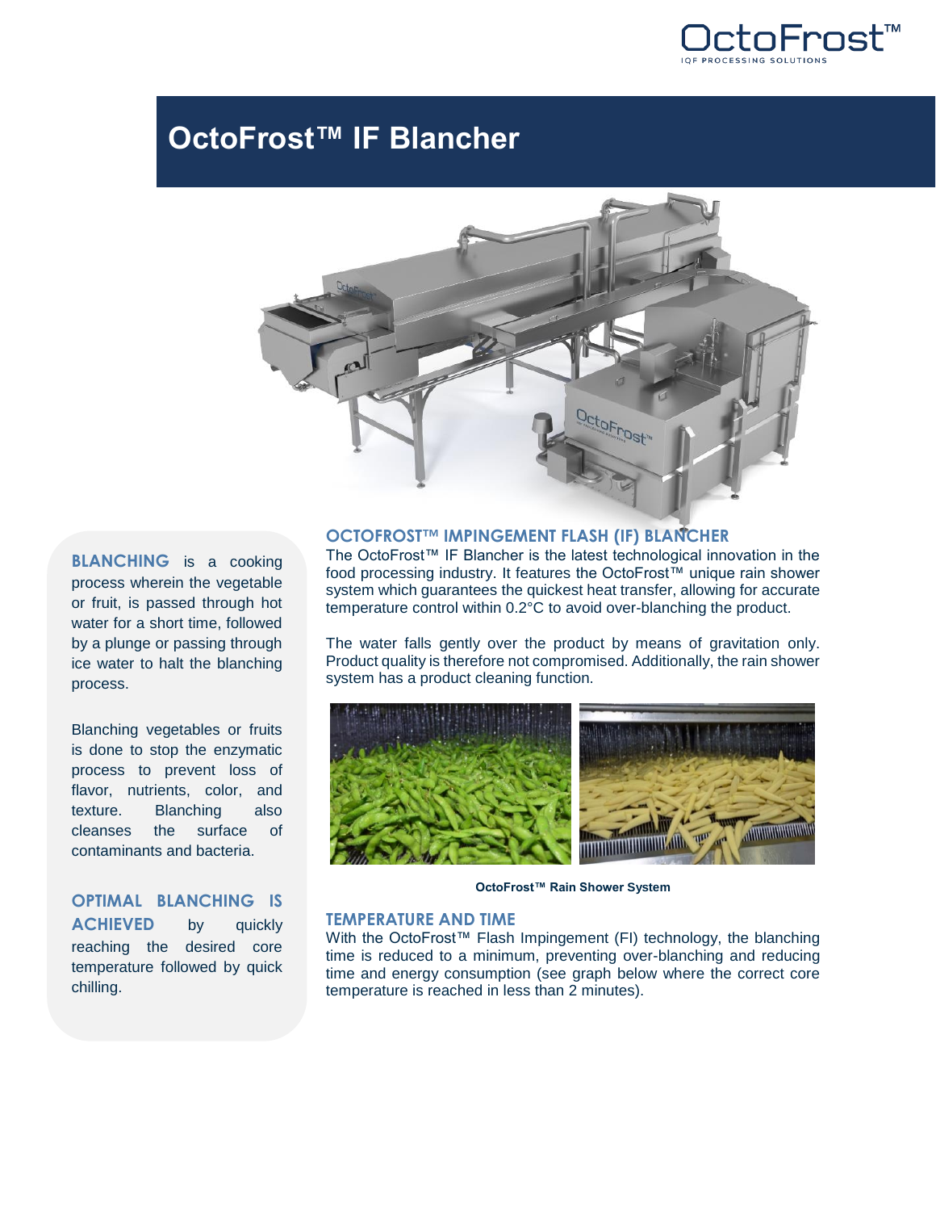# OctoFrost™ IF Blancher

**BLANCHING** is a cooking process wherein the vegetable or fruit, is passed through hot water for a short time, followed by a plunge or passing through ice water to halt the blanching process.

Blanching vegetables or fruits is done to stop the enzymatic process to prevent loss of flavor, nutrients, color, and texture. Blanching also cleanses the surface of contaminants and bacteria.

**OPTIMAL BLANCHING IS ACHIEVED** by quickly reaching the desired core temperature followed by quick chilling.

## OCTOFROST™ IMPINGEMENT FLASH (IF) BLANCHER

The OctoFrost™ IF Blancher is the latest technological innovation in the food processing industry. It features the OctoFrost™ unique rain shower system which guarantees the quickest heat transfer, allowing for accurate temperature control within 0.2°C to avoid over-blanching the product.

The water falls gently over the product by means of gravitation only. Product quality is therefore not compromised. Additionally, the rain shower system has a product cleaning function.

**OctoFrost™ Rain Shower System**

## TEMPERATURE AND TIME

With the OctoFrost™ Flash Impingement (FI) technology, the blanching time is reduced to a minimum, preventing over-blanching and reducing time and energy consumption (see graph below where the correct core temperature is reached in less than 2 minutes).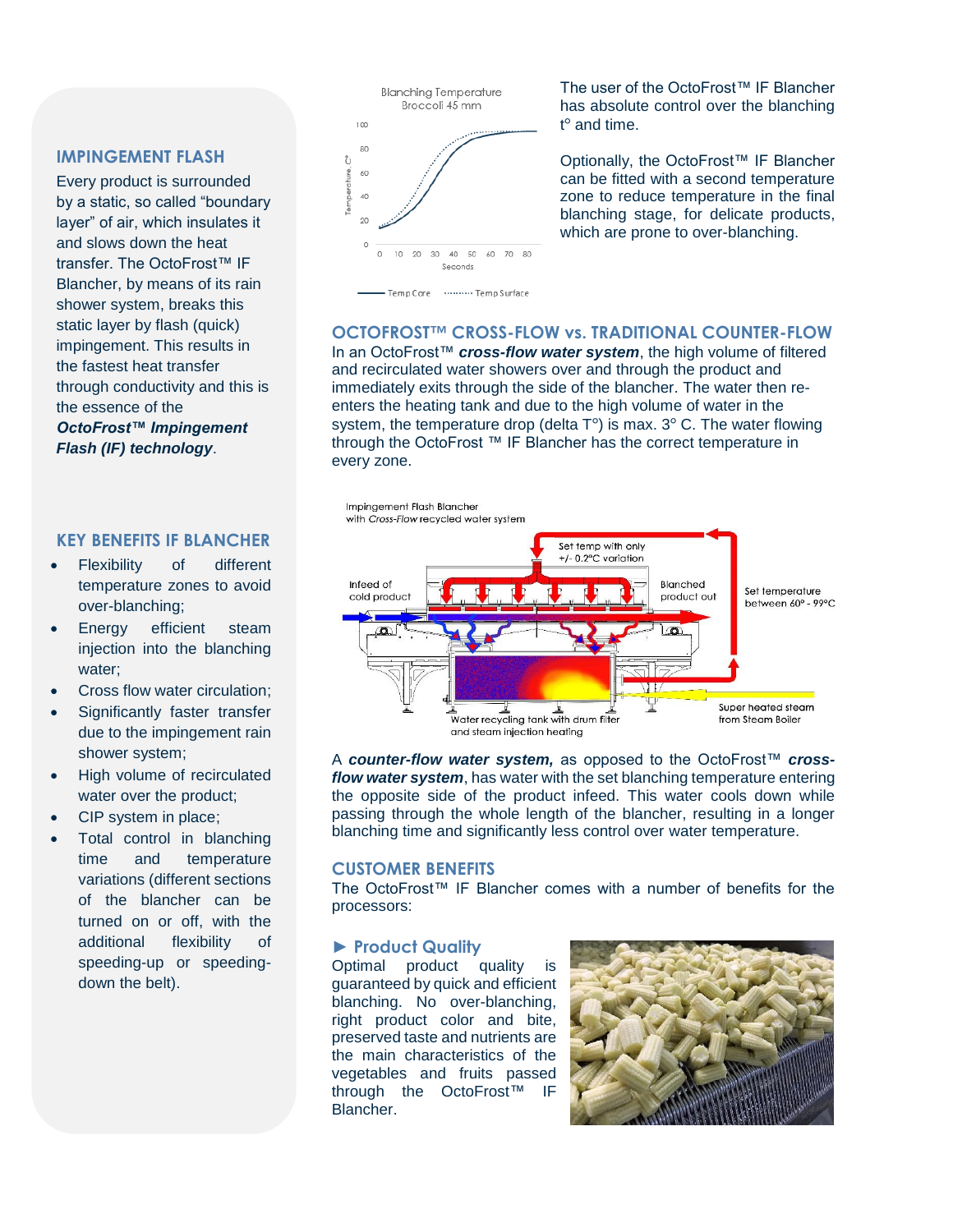## IMPINGEMENT FLASH

Every product is surrounded by a static, so called "boundary layer" of air, which insulates it and slows down the heat transfer. The OctoFrost™ IF Blancher, by means of its rain shower system, breaks this static layer by flash (quick) impingement. This results in the fastest heat transfer through conductivity and this is the essence of the ***OctoFrost™ Impingement Flash (IF) technology***.

## KEY BENEFITS IF BLANCHER

- Flexibility of different temperature zones to avoid over-blanching;
- Energy efficient steam injection into the blanching water;
- Cross flow water circulation;
- Significantly faster transfer due to the impingement rain shower system;
- High volume of recirculated water over the product;
- CIP system in place;
- Total control in blanching time and temperature variations (different sections of the blancher can be turned on or off, with the additional flexibility of speeding-up or speeding-down the belt).

Blanching Temperature
Broccoli 45 mm

Temp Core ········ Temp Surface

The user of the OctoFrost™ IF Blancher has absolute control over the blanching t° and time.

Optionally, the OctoFrost™ IF Blancher can be fitted with a second temperature zone to reduce temperature in the final blanching stage, for delicate products, which are prone to over-blanching.

## OCTOFROST™ CROSS-FLOW vs. TRADITIONAL COUNTER-FLOW

In an OctoFrost™ ***cross-flow water system***, the high volume of filtered and recirculated water showers over and through the product and immediately exits through the side of the blancher. The water then re-enters the heating tank and due to the high volume of water in the system, the temperature drop (delta T°) is max. 3° C. The water flowing through the OctoFrost ™ IF Blancher has the correct temperature in every zone.

Impingement Flash Blancher
with *Cross-Flow* recycled water system

Set temp with only +/- 0.2°C variation

Infeed of cold product

Blanched product out

Set temperature between 60° - 99°C

Water recycling tank with drum filter and steam injection heating

Super heated steam from Steam Boiler

A ***counter-flow water system,*** as opposed to the OctoFrost™ ***cross-flow water system***, has water with the set blanching temperature entering the opposite side of the product infeed. This water cools down while passing through the whole length of the blancher, resulting in a longer blanching time and significantly less control over water temperature.

## CUSTOMER BENEFITS

The OctoFrost™ IF Blancher comes with a number of benefits for the processors:

### ► Product Quality

Optimal product quality is guaranteed by quick and efficient blanching. No over-blanching, right product color and bite, preserved taste and nutrients are the main characteristics of the vegetables and fruits passed through the OctoFrost™ IF Blancher.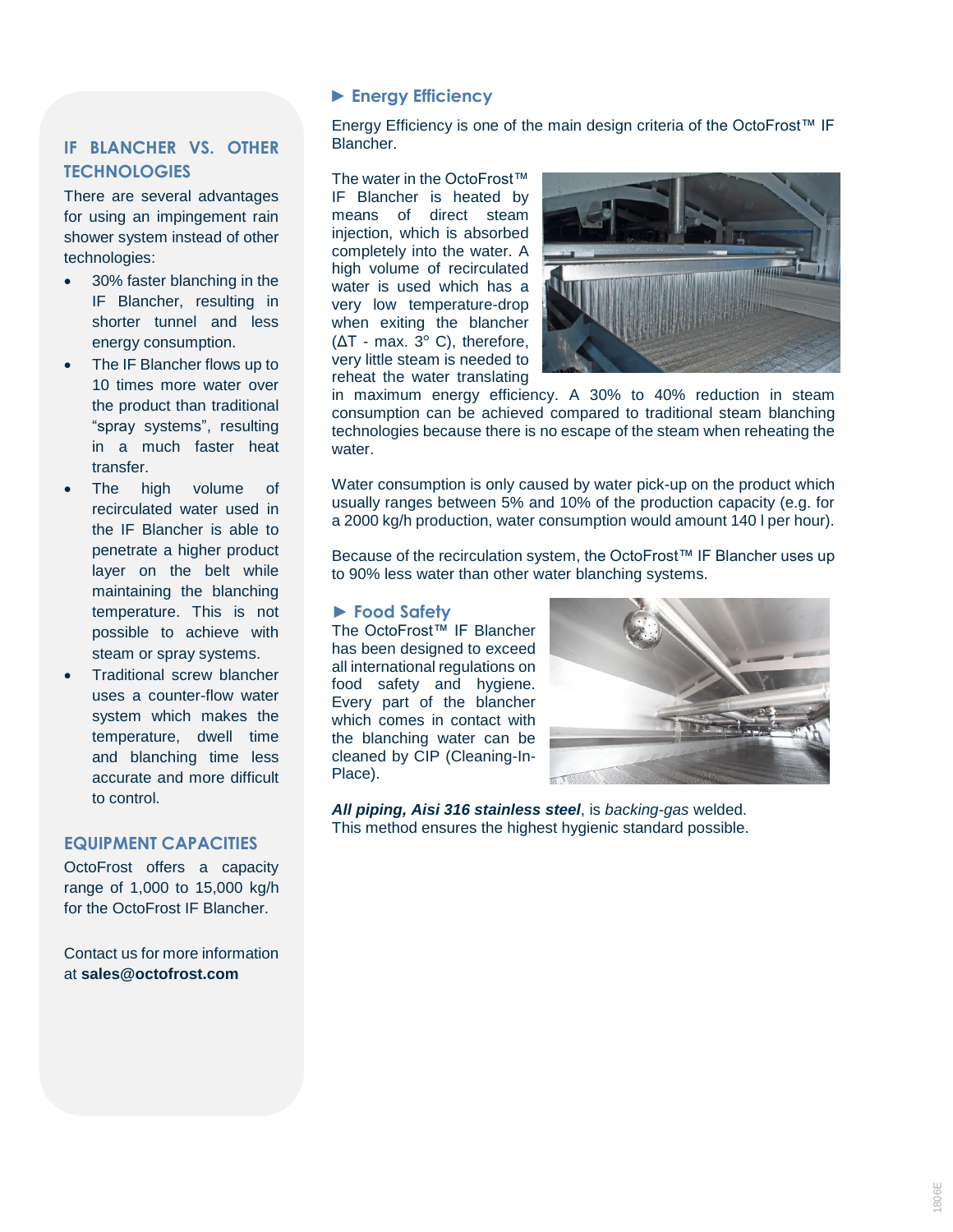## IF BLANCHER VS. OTHER TECHNOLOGIES

There are several advantages for using an impingement rain shower system instead of other technologies:

- 30% faster blanching in the IF Blancher, resulting in shorter tunnel and less energy consumption.
- The IF Blancher flows up to 10 times more water over the product than traditional “spray systems”, resulting in a much faster heat transfer.
- The high volume of recirculated water used in the IF Blancher is able to penetrate a higher product layer on the belt while maintaining the blanching temperature. This is not possible to achieve with steam or spray systems.
- Traditional screw blancher uses a counter-flow water system which makes the temperature, dwell time and blanching time less accurate and more difficult to control.

## EQUIPMENT CAPACITIES

OctoFrost offers a capacity range of 1,000 to 15,000 kg/h for the OctoFrost IF Blancher.

Contact us for more information at **sales@octofrost.com**

### ► Energy Efficiency

Energy Efficiency is one of the main design criteria of the OctoFrost™ IF Blancher.

The water in the OctoFrost™ IF Blancher is heated by means of direct steam injection, which is absorbed completely into the water. A high volume of recirculated water is used which has a very low temperature-drop when exiting the blancher (ΔT - max. 3° C), therefore, very little steam is needed to reheat the water translating in maximum energy efficiency. A 30% to 40% reduction in steam consumption can be achieved compared to traditional steam blanching technologies because there is no escape of the steam when reheating the water.

Water consumption is only caused by water pick-up on the product which usually ranges between 5% and 10% of the production capacity (e.g. for a 2000 kg/h production, water consumption would amount 140 l per hour).

Because of the recirculation system, the OctoFrost™ IF Blancher uses up to 90% less water than other water blanching systems.

### ► Food Safety

The OctoFrost™ IF Blancher has been designed to exceed all international regulations on food safety and hygiene. Every part of the blancher which comes in contact with the blanching water can be cleaned by CIP (Cleaning-In-Place).

***All piping, Aisi 316 stainless steel***, is *backing-gas* welded. This method ensures the highest hygienic standard possible.